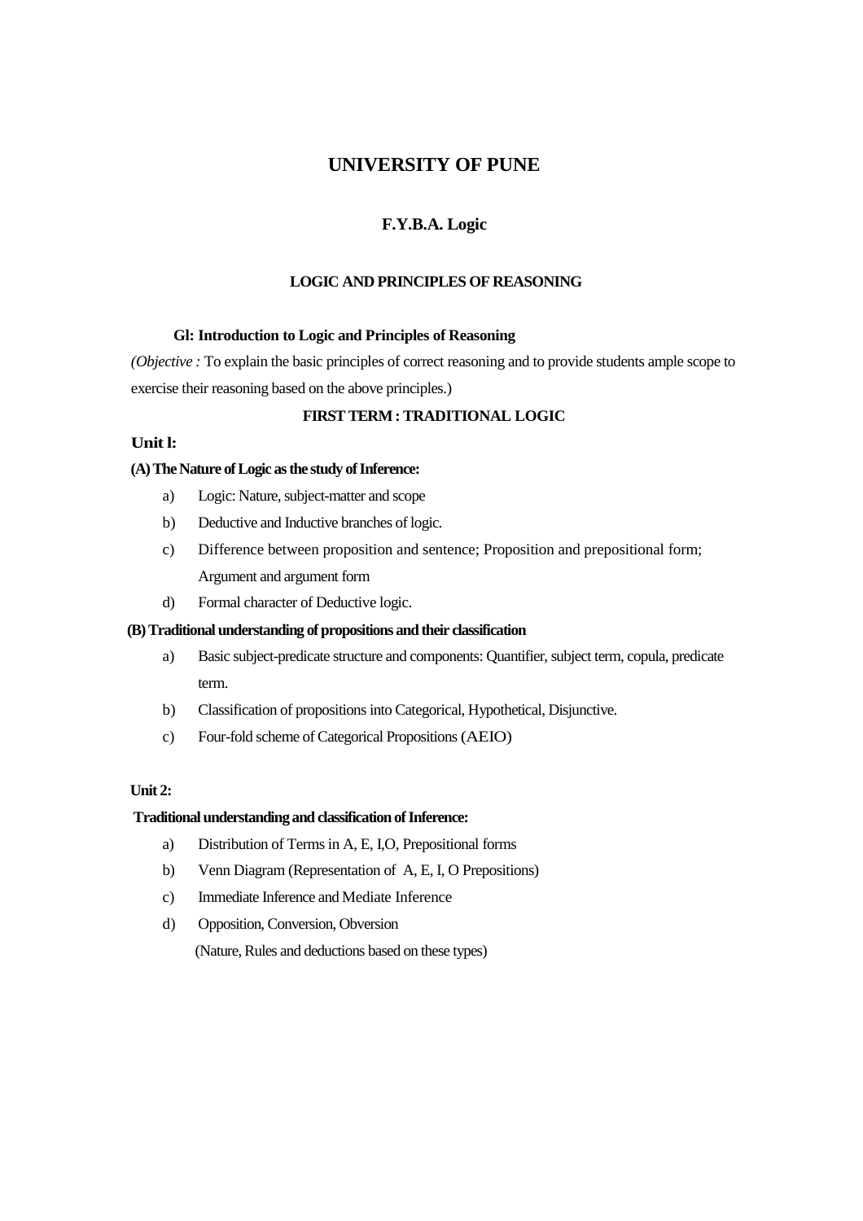# UNIVERSITY OF PUNE

## F.Y.B.A. Logic

### LOGIC AND PRINCIPLES OF REASONING

**Gl: Introduction to Logic and Principles of Reasoning**

*(Objective :* To explain the basic principles of correct reasoning and to provide students ample scope to exercise their reasoning based on the above principles.)

**FIRST TERM : TRADITIONAL LOGIC**

**Unit l:**

**(A) The Nature of Logic as the study of Inference:**

- a) Logic: Nature, subject-matter and scope
- b) Deductive and Inductive branches of logic.
- c) Difference between proposition and sentence; Proposition and prepositional form; Argument and argument form
- d) Formal character of Deductive logic.

**(B) Traditional understanding of propositions and their classification**

- a) Basic subject-predicate structure and components: Quantifier, subject term, copula, predicate term.
- b) Classification of propositions into Categorical, Hypothetical, Disjunctive.
- c) Four-fold scheme of Categorical Propositions (AEIO)

**Unit 2:**

**Traditional understanding and classification of Inference:**

- a) Distribution of Terms in A, E, I,O, Prepositional forms
- b) Venn Diagram (Representation of A, E, I, O Prepositions)
- c) Immediate Inference and Mediate Inference
- d) Opposition, Conversion, Obversion

  (Nature, Rules and deductions based on these types)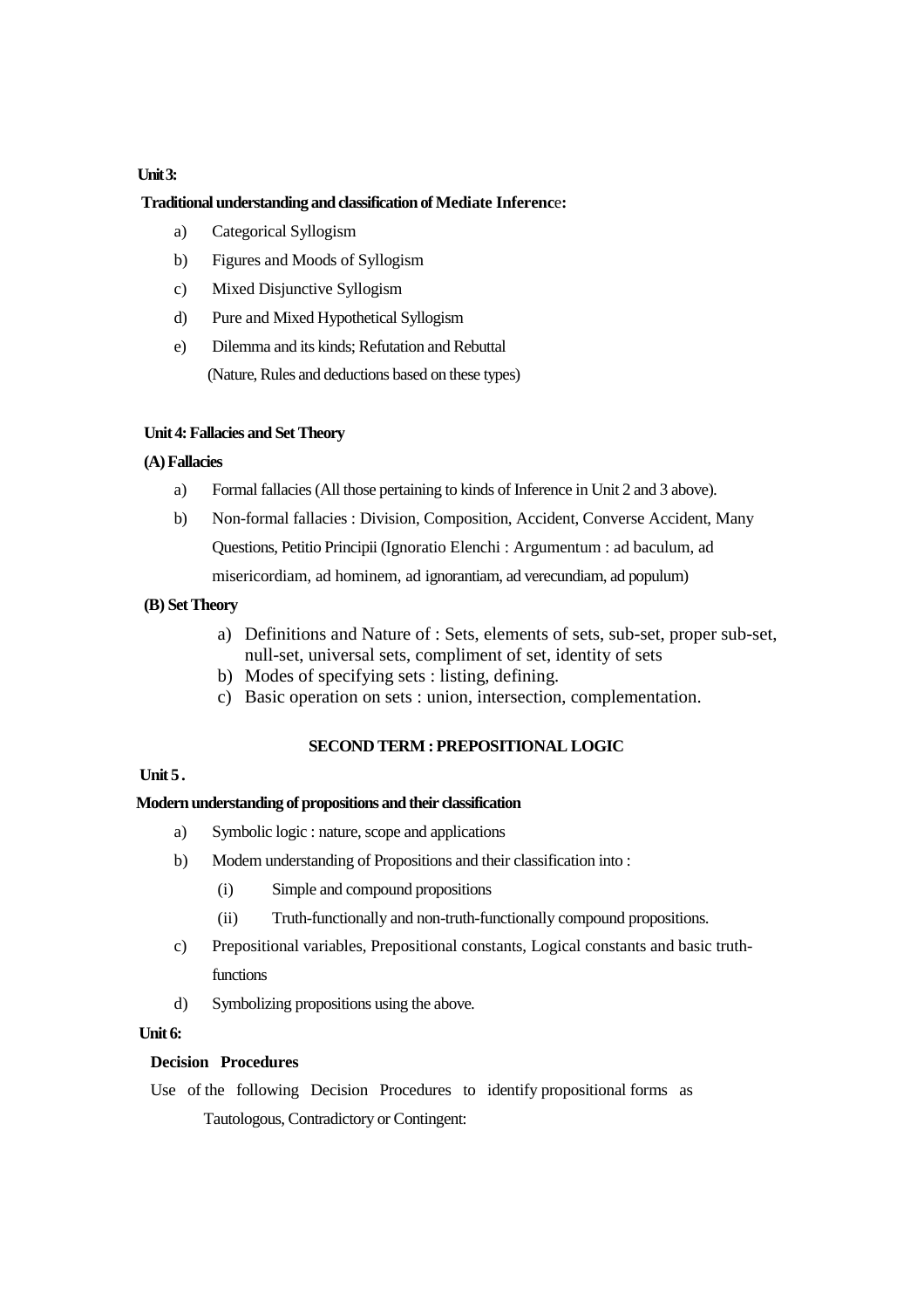**Unit 3:**

**Traditional understanding and classification of Mediate Inference:**

a) Categorical Syllogism

b) Figures and Moods of Syllogism

c) Mixed Disjunctive Syllogism

d) Pure and Mixed Hypothetical Syllogism

e) Dilemma and its kinds; Refutation and Rebuttal

(Nature, Rules and deductions based on these types)

**Unit 4: Fallacies and Set Theory**

**(A) Fallacies**

a) Formal fallacies (All those pertaining to kinds of Inference in Unit 2 and 3 above).

b) Non-formal fallacies : Division, Composition, Accident, Converse Accident, Many Questions, Petitio Principii (Ignoratio Elenchi : Argumentum : ad baculum, ad misericordiam, ad hominem, ad ignorantiam, ad verecundiam, ad populum)

**(B) Set Theory**

a) Definitions and Nature of : Sets, elements of sets, sub-set, proper sub-set, null-set, universal sets, compliment of set, identity of sets

b) Modes of specifying sets : listing, defining.

c) Basic operation on sets : union, intersection, complementation.

**SECOND TERM : PREPOSITIONAL LOGIC**

**Unit 5 .**

**Modern understanding of propositions and their classification**

a) Symbolic logic : nature, scope and applications

b) Modem understanding of Propositions and their classification into :

(i) Simple and compound propositions

(ii) Truth-functionally and non-truth-functionally compound propositions.

c) Prepositional variables, Prepositional constants, Logical constants and basic truth-functions

d) Symbolizing propositions using the above.

**Unit 6:**

**Decision Procedures**

Use of the following Decision Procedures to identify propositional forms as Tautologous, Contradictory or Contingent: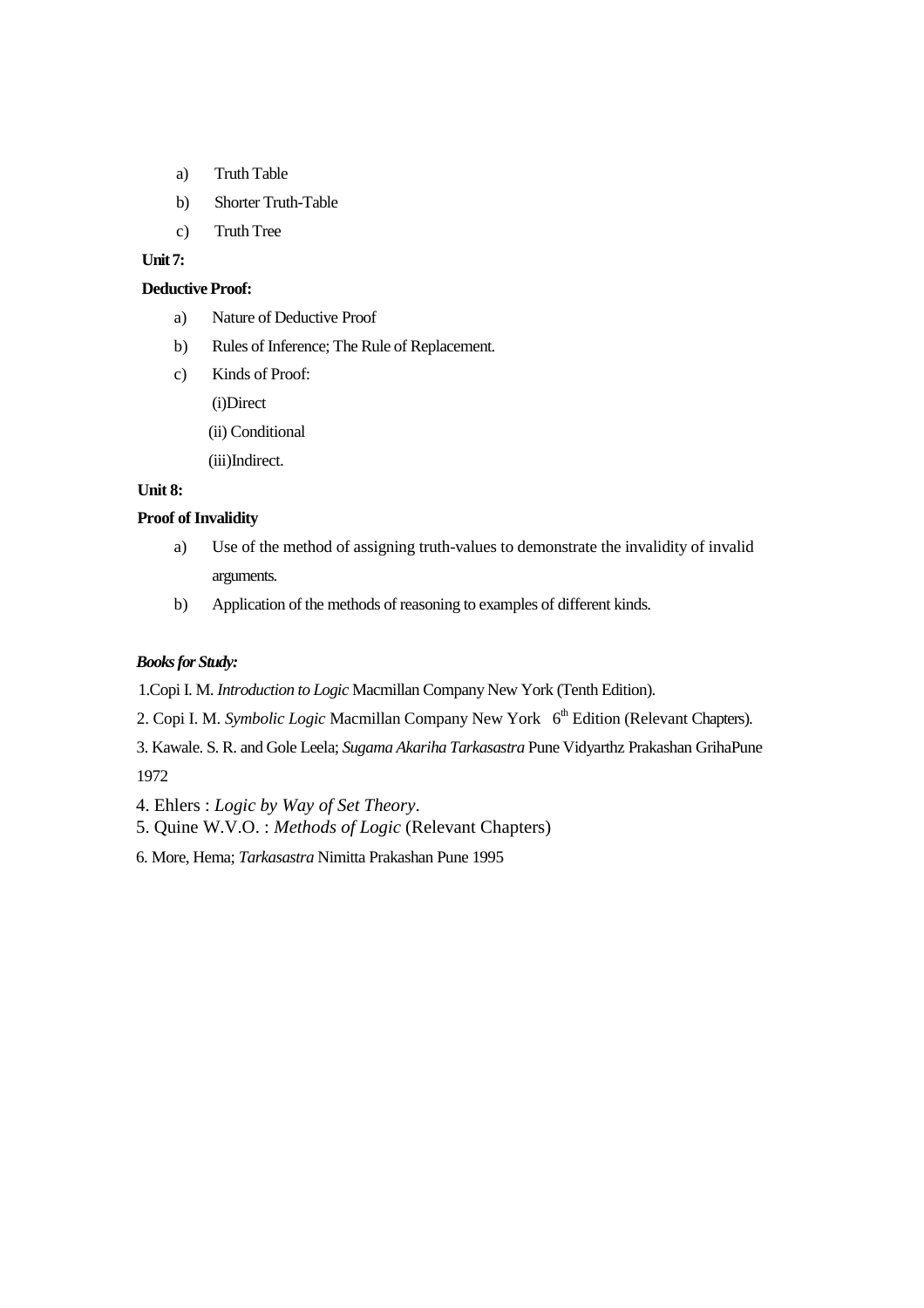a) Truth Table

b) Shorter Truth-Table

c) Truth Tree

**Unit 7:**

**Deductive Proof:**

a) Nature of Deductive Proof

b) Rules of Inference; The Rule of Replacement.

c) Kinds of Proof:

(i)Direct

(ii) Conditional

(iii)Indirect.

**Unit 8:**

**Proof of Invalidity**

a) Use of the method of assigning truth-values to demonstrate the invalidity of invalid arguments.

b) Application of the methods of reasoning to examples of different kinds.

***Books for Study:***

1.Copi I. M. *Introduction to Logic* Macmillan Company New York (Tenth Edition).

2. Copi I. M. *Symbolic Logic* Macmillan Company New York 6th Edition (Relevant Chapters).

3. Kawale. S. R. and Gole Leela; *Sugama Akariha Tarkasastra* Pune Vidyarthz Prakashan GrihaPune 1972

4. Ehlers : *Logic by Way of Set Theory*.

5. Quine W.V.O. : *Methods of Logic* (Relevant Chapters)

6. More, Hema; *Tarkasastra* Nimitta Prakashan Pune 1995